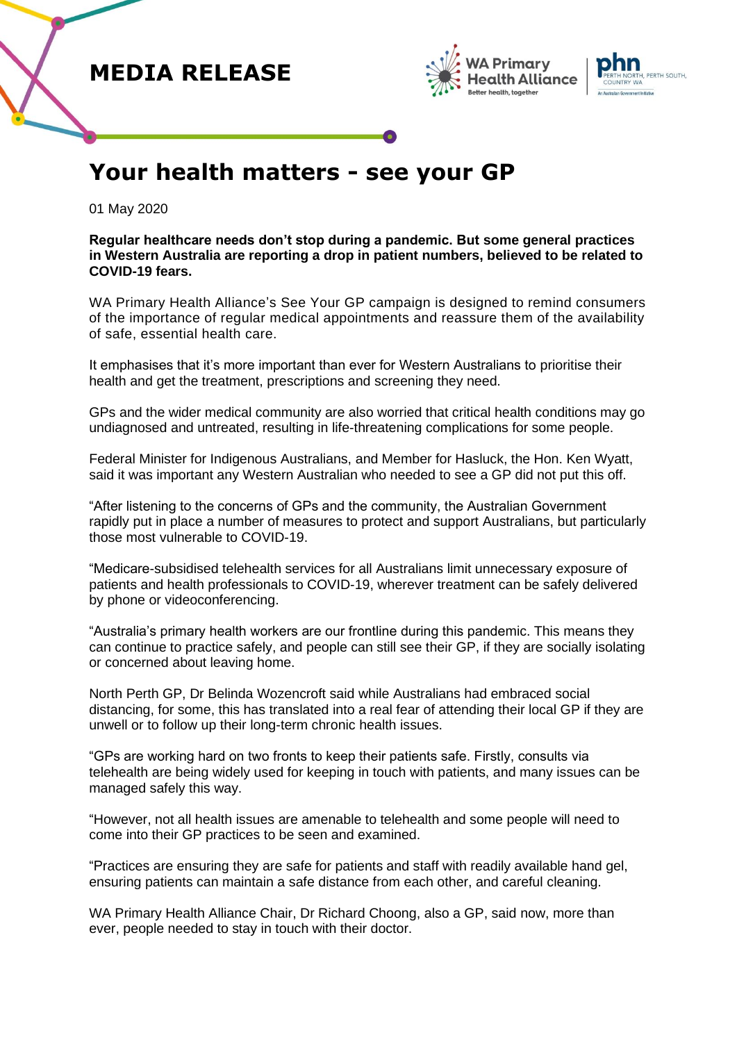MEDIA RELEASE

# Your health matters - see your GP

01 May 2020

**Regular healthcare needs don't stop during a pandemic. But some general practices in Western Australia are reporting a drop in patient numbers, believed to be related to COVID-19 fears.**

WA Primary Health Alliance's See Your GP campaign is designed to remind consumers of the importance of regular medical appointments and reassure them of the availability of safe, essential health care.

It emphasises that it's more important than ever for Western Australians to prioritise their health and get the treatment, prescriptions and screening they need.

GPs and the wider medical community are also worried that critical health conditions may go undiagnosed and untreated, resulting in life-threatening complications for some people.

Federal Minister for Indigenous Australians, and Member for Hasluck, the Hon. Ken Wyatt, said it was important any Western Australian who needed to see a GP did not put this off.

"After listening to the concerns of GPs and the community, the Australian Government rapidly put in place a number of measures to protect and support Australians, but particularly those most vulnerable to COVID-19.

"Medicare-subsidised telehealth services for all Australians limit unnecessary exposure of patients and health professionals to COVID-19, wherever treatment can be safely delivered by phone or videoconferencing.

"Australia's primary health workers are our frontline during this pandemic. This means they can continue to practice safely, and people can still see their GP, if they are socially isolating or concerned about leaving home.

North Perth GP, Dr Belinda Wozencroft said while Australians had embraced social distancing, for some, this has translated into a real fear of attending their local GP if they are unwell or to follow up their long-term chronic health issues.

"GPs are working hard on two fronts to keep their patients safe. Firstly, consults via telehealth are being widely used for keeping in touch with patients, and many issues can be managed safely this way.

"However, not all health issues are amenable to telehealth and some people will need to come into their GP practices to be seen and examined.

"Practices are ensuring they are safe for patients and staff with readily available hand gel, ensuring patients can maintain a safe distance from each other, and careful cleaning.

WA Primary Health Alliance Chair, Dr Richard Choong, also a GP, said now, more than ever, people needed to stay in touch with their doctor.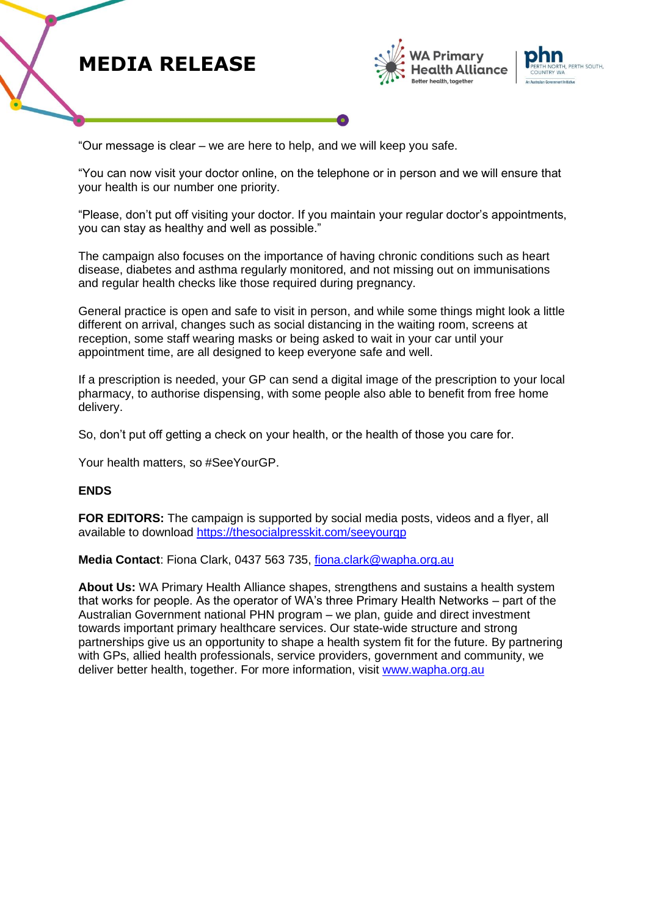# MEDIA RELEASE

"Our message is clear – we are here to help, and we will keep you safe.

"You can now visit your doctor online, on the telephone or in person and we will ensure that your health is our number one priority.

"Please, don't put off visiting your doctor. If you maintain your regular doctor's appointments, you can stay as healthy and well as possible."

The campaign also focuses on the importance of having chronic conditions such as heart disease, diabetes and asthma regularly monitored, and not missing out on immunisations and regular health checks like those required during pregnancy.

General practice is open and safe to visit in person, and while some things might look a little different on arrival, changes such as social distancing in the waiting room, screens at reception, some staff wearing masks or being asked to wait in your car until your appointment time, are all designed to keep everyone safe and well.

If a prescription is needed, your GP can send a digital image of the prescription to your local pharmacy, to authorise dispensing, with some people also able to benefit from free home delivery.

So, don't put off getting a check on your health, or the health of those you care for.

Your health matters, so #SeeYourGP.

**ENDS**

**FOR EDITORS:** The campaign is supported by social media posts, videos and a flyer, all available to download https://thesocialpresskit.com/seeyourgp

**Media Contact**: Fiona Clark, 0437 563 735, fiona.clark@wapha.org.au

**About Us:** WA Primary Health Alliance shapes, strengthens and sustains a health system that works for people. As the operator of WA's three Primary Health Networks – part of the Australian Government national PHN program – we plan, guide and direct investment towards important primary healthcare services. Our state-wide structure and strong partnerships give us an opportunity to shape a health system fit for the future. By partnering with GPs, allied health professionals, service providers, government and community, we deliver better health, together. For more information, visit www.wapha.org.au